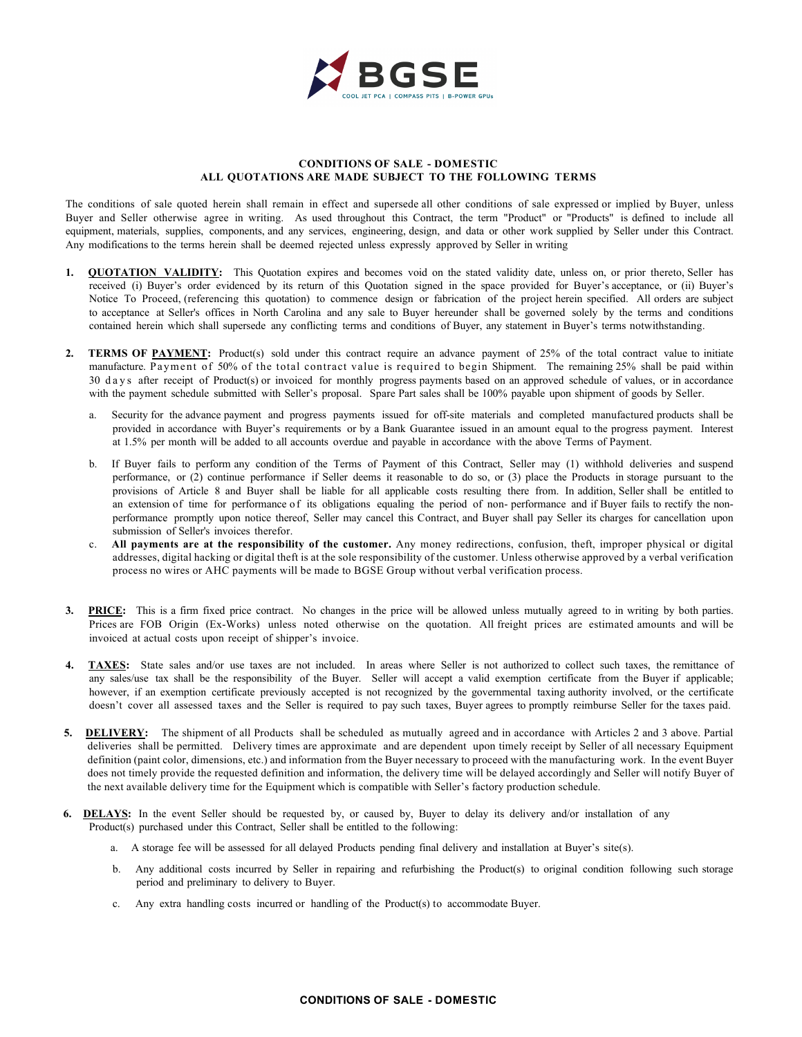**BGSE**

COOL JET PCA | COMPASS PITS | B-POWER GPUs

## CONDITIONS OF SALE - DOMESTIC
## ALL QUOTATIONS ARE MADE SUBJECT TO THE FOLLOWING TERMS

The conditions of sale quoted herein shall remain in effect and supersede all other conditions of sale expressed or implied by Buyer, unless Buyer and Seller otherwise agree in writing. As used throughout this Contract, the term "Product" or "Products" is defined to include all equipment, materials, supplies, components, and any services, engineering, design, and data or other work supplied by Seller under this Contract. Any modifications to the terms herein shall be deemed rejected unless expressly approved by Seller in writing

1. **QUOTATION VALIDITY:** This Quotation expires and becomes void on the stated validity date, unless on, or prior thereto, Seller has received (i) Buyer's order evidenced by its return of this Quotation signed in the space provided for Buyer's acceptance, or (ii) Buyer's Notice To Proceed, (referencing this quotation) to commence design or fabrication of the project herein specified. All orders are subject to acceptance at Seller's offices in North Carolina and any sale to Buyer hereunder shall be governed solely by the terms and conditions contained herein which shall supersede any conflicting terms and conditions of Buyer, any statement in Buyer's terms notwithstanding.

2. **TERMS OF PAYMENT:** Product(s) sold under this contract require an advance payment of 25% of the total contract value to initiate manufacture. Payment of 50% of the total contract value is required to begin Shipment. The remaining 25% shall be paid within 30 days after receipt of Product(s) or invoiced for monthly progress payments based on an approved schedule of values, or in accordance with the payment schedule submitted with Seller's proposal. Spare Part sales shall be 100% payable upon shipment of goods by Seller.

   a. Security for the advance payment and progress payments issued for off-site materials and completed manufactured products shall be provided in accordance with Buyer's requirements or by a Bank Guarantee issued in an amount equal to the progress payment. Interest at 1.5% per month will be added to all accounts overdue and payable in accordance with the above Terms of Payment.

   b. If Buyer fails to perform any condition of the Terms of Payment of this Contract, Seller may (1) withhold deliveries and suspend performance, or (2) continue performance if Seller deems it reasonable to do so, or (3) place the Products in storage pursuant to the provisions of Article 8 and Buyer shall be liable for all applicable costs resulting there from. In addition, Seller shall be entitled to an extension of time for performance of its obligations equaling the period of non- performance and if Buyer fails to rectify the non-performance promptly upon notice thereof, Seller may cancel this Contract, and Buyer shall pay Seller its charges for cancellation upon submission of Seller's invoices therefor.

   c. **All payments are at the responsibility of the customer.** Any money redirections, confusion, theft, improper physical or digital addresses, digital hacking or digital theft is at the sole responsibility of the customer. Unless otherwise approved by a verbal verification process no wires or AHC payments will be made to BGSE Group without verbal verification process.

3. **PRICE:** This is a firm fixed price contract. No changes in the price will be allowed unless mutually agreed to in writing by both parties. Prices are FOB Origin (Ex-Works) unless noted otherwise on the quotation. All freight prices are estimated amounts and will be invoiced at actual costs upon receipt of shipper's invoice.

4. **TAXES:** State sales and/or use taxes are not included. In areas where Seller is not authorized to collect such taxes, the remittance of any sales/use tax shall be the responsibility of the Buyer. Seller will accept a valid exemption certificate from the Buyer if applicable; however, if an exemption certificate previously accepted is not recognized by the governmental taxing authority involved, or the certificate doesn't cover all assessed taxes and the Seller is required to pay such taxes, Buyer agrees to promptly reimburse Seller for the taxes paid.

5. **DELIVERY:** The shipment of all Products shall be scheduled as mutually agreed and in accordance with Articles 2 and 3 above. Partial deliveries shall be permitted. Delivery times are approximate and are dependent upon timely receipt by Seller of all necessary Equipment definition (paint color, dimensions, etc.) and information from the Buyer necessary to proceed with the manufacturing work. In the event Buyer does not timely provide the requested definition and information, the delivery time will be delayed accordingly and Seller will notify Buyer of the next available delivery time for the Equipment which is compatible with Seller's factory production schedule.

6. **DELAYS:** In the event Seller should be requested by, or caused by, Buyer to delay its delivery and/or installation of any Product(s) purchased under this Contract, Seller shall be entitled to the following:

   a. A storage fee will be assessed for all delayed Products pending final delivery and installation at Buyer's site(s).

   b. Any additional costs incurred by Seller in repairing and refurbishing the Product(s) to original condition following such storage period and preliminary to delivery to Buyer.

   c. Any extra handling costs incurred or handling of the Product(s) to accommodate Buyer.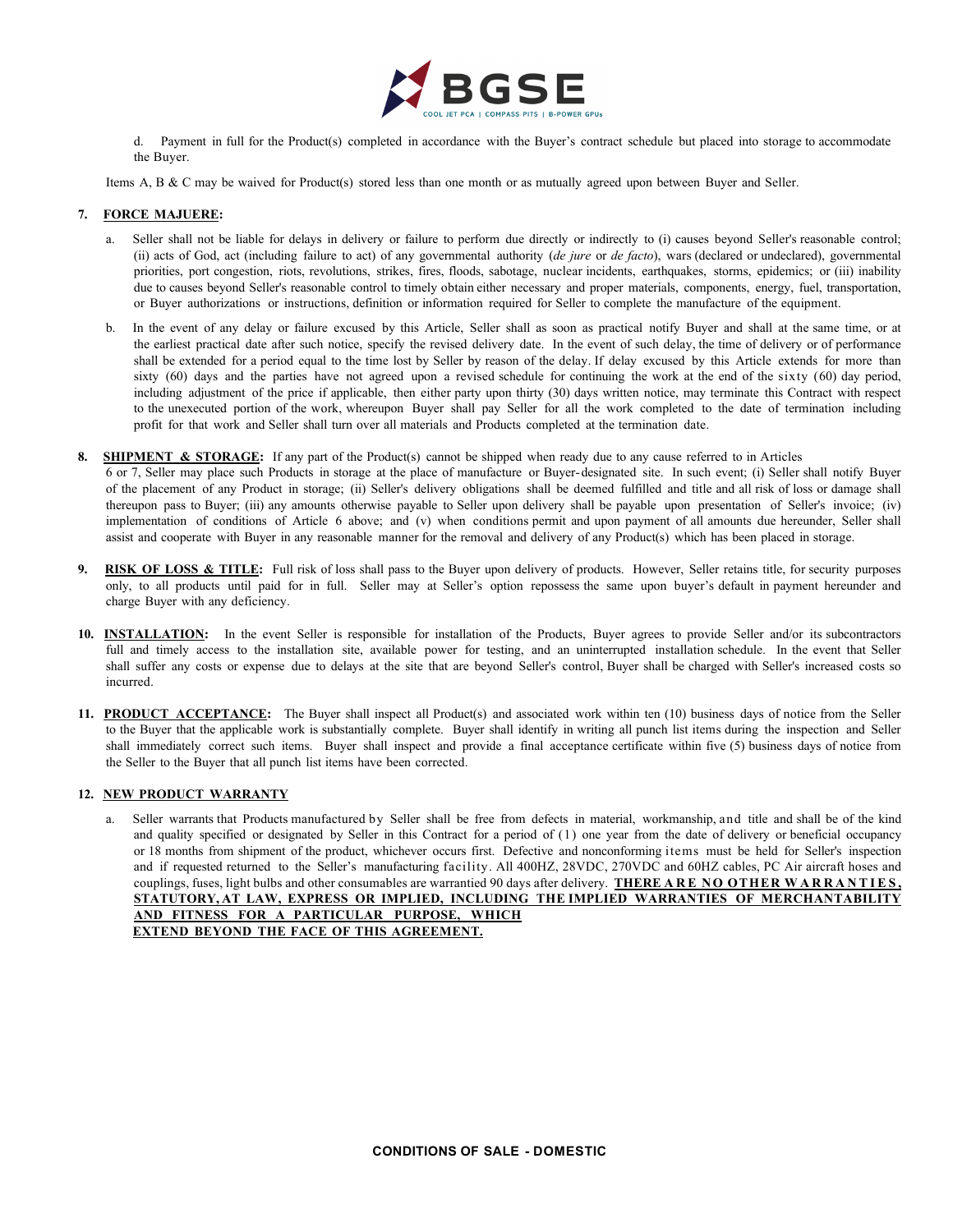d. Payment in full for the Product(s) completed in accordance with the Buyer's contract schedule but placed into storage to accommodate the Buyer.

Items A, B & C may be waived for Product(s) stored less than one month or as mutually agreed upon between Buyer and Seller.

**7. FORCE MAJUERE:**

a. Seller shall not be liable for delays in delivery or failure to perform due directly or indirectly to (i) causes beyond Seller's reasonable control; (ii) acts of God, act (including failure to act) of any governmental authority (*de jure* or *de facto*), wars (declared or undeclared), governmental priorities, port congestion, riots, revolutions, strikes, fires, floods, sabotage, nuclear incidents, earthquakes, storms, epidemics; or (iii) inability due to causes beyond Seller's reasonable control to timely obtain either necessary and proper materials, components, energy, fuel, transportation, or Buyer authorizations or instructions, definition or information required for Seller to complete the manufacture of the equipment.

b. In the event of any delay or failure excused by this Article, Seller shall as soon as practical notify Buyer and shall at the same time, or at the earliest practical date after such notice, specify the revised delivery date. In the event of such delay, the time of delivery or of performance shall be extended for a period equal to the time lost by Seller by reason of the delay. If delay excused by this Article extends for more than sixty (60) days and the parties have not agreed upon a revised schedule for continuing the work at the end of the sixty (60) day period, including adjustment of the price if applicable, then either party upon thirty (30) days written notice, may terminate this Contract with respect to the unexecuted portion of the work, whereupon Buyer shall pay Seller for all the work completed to the date of termination including profit for that work and Seller shall turn over all materials and Products completed at the termination date.

**8. SHIPMENT & STORAGE:** If any part of the Product(s) cannot be shipped when ready due to any cause referred to in Articles 6 or 7, Seller may place such Products in storage at the place of manufacture or Buyer-designated site. In such event; (i) Seller shall notify Buyer of the placement of any Product in storage; (ii) Seller's delivery obligations shall be deemed fulfilled and title and all risk of loss or damage shall thereupon pass to Buyer; (iii) any amounts otherwise payable to Seller upon delivery shall be payable upon presentation of Seller's invoice; (iv) implementation of conditions of Article 6 above; and (v) when conditions permit and upon payment of all amounts due hereunder, Seller shall assist and cooperate with Buyer in any reasonable manner for the removal and delivery of any Product(s) which has been placed in storage.

**9. RISK OF LOSS & TITLE:** Full risk of loss shall pass to the Buyer upon delivery of products. However, Seller retains title, for security purposes only, to all products until paid for in full. Seller may at Seller's option repossess the same upon buyer's default in payment hereunder and charge Buyer with any deficiency.

**10. INSTALLATION:** In the event Seller is responsible for installation of the Products, Buyer agrees to provide Seller and/or its subcontractors full and timely access to the installation site, available power for testing, and an uninterrupted installation schedule. In the event that Seller shall suffer any costs or expense due to delays at the site that are beyond Seller's control, Buyer shall be charged with Seller's increased costs so incurred.

**11. PRODUCT ACCEPTANCE:** The Buyer shall inspect all Product(s) and associated work within ten (10) business days of notice from the Seller to the Buyer that the applicable work is substantially complete. Buyer shall identify in writing all punch list items during the inspection and Seller shall immediately correct such items. Buyer shall inspect and provide a final acceptance certificate within five (5) business days of notice from the Seller to the Buyer that all punch list items have been corrected.

**12. NEW PRODUCT WARRANTY**

a. Seller warrants that Products manufactured by Seller shall be free from defects in material, workmanship, and title and shall be of the kind and quality specified or designated by Seller in this Contract for a period of (1) one year from the date of delivery or beneficial occupancy or 18 months from shipment of the product, whichever occurs first. Defective and nonconforming items must be held for Seller's inspection and if requested returned to the Seller's manufacturing facility. All 400HZ, 28VDC, 270VDC and 60HZ cables, PC Air aircraft hoses and couplings, fuses, light bulbs and other consumables are warrantied 90 days after delivery. **THERE ARE NO OTHER WARRANTIES, STATUTORY, AT LAW, EXPRESS OR IMPLIED, INCLUDING THE IMPLIED WARRANTIES OF MERCHANTABILITY AND FITNESS FOR A PARTICULAR PURPOSE, WHICH EXTEND BEYOND THE FACE OF THIS AGREEMENT.**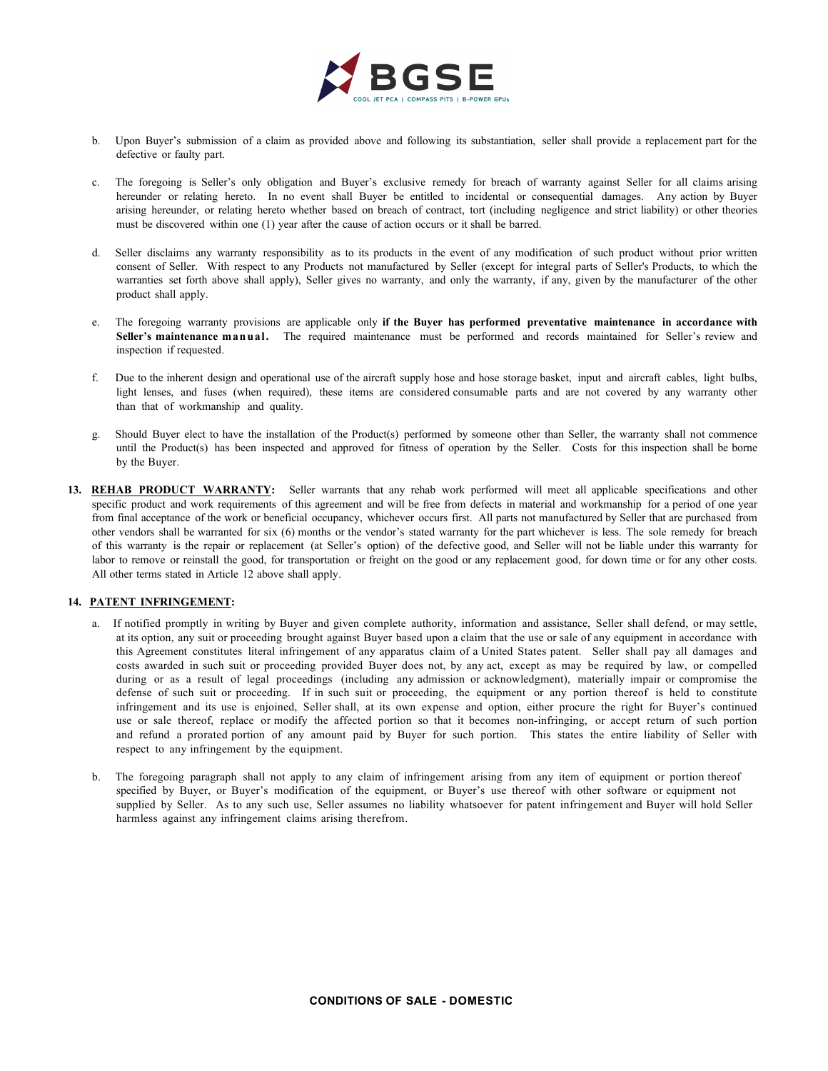b. Upon Buyer's submission of a claim as provided above and following its substantiation, seller shall provide a replacement part for the defective or faulty part.

c. The foregoing is Seller's only obligation and Buyer's exclusive remedy for breach of warranty against Seller for all claims arising hereunder or relating hereto. In no event shall Buyer be entitled to incidental or consequential damages. Any action by Buyer arising hereunder, or relating hereto whether based on breach of contract, tort (including negligence and strict liability) or other theories must be discovered within one (1) year after the cause of action occurs or it shall be barred.

d. Seller disclaims any warranty responsibility as to its products in the event of any modification of such product without prior written consent of Seller. With respect to any Products not manufactured by Seller (except for integral parts of Seller's Products, to which the warranties set forth above shall apply), Seller gives no warranty, and only the warranty, if any, given by the manufacturer of the other product shall apply.

e. The foregoing warranty provisions are applicable only **if the Buyer has performed preventative maintenance in accordance with Seller's maintenance manual.** The required maintenance must be performed and records maintained for Seller's review and inspection if requested.

f. Due to the inherent design and operational use of the aircraft supply hose and hose storage basket, input and aircraft cables, light bulbs, light lenses, and fuses (when required), these items are considered consumable parts and are not covered by any warranty other than that of workmanship and quality.

g. Should Buyer elect to have the installation of the Product(s) performed by someone other than Seller, the warranty shall not commence until the Product(s) has been inspected and approved for fitness of operation by the Seller. Costs for this inspection shall be borne by the Buyer.

**13. REHAB PRODUCT WARRANTY:** Seller warrants that any rehab work performed will meet all applicable specifications and other specific product and work requirements of this agreement and will be free from defects in material and workmanship for a period of one year from final acceptance of the work or beneficial occupancy, whichever occurs first. All parts not manufactured by Seller that are purchased from other vendors shall be warranted for six (6) months or the vendor's stated warranty for the part whichever is less. The sole remedy for breach of this warranty is the repair or replacement (at Seller's option) of the defective good, and Seller will not be liable under this warranty for labor to remove or reinstall the good, for transportation or freight on the good or any replacement good, for down time or for any other costs. All other terms stated in Article 12 above shall apply.

**14. PATENT INFRINGEMENT:**

a. If notified promptly in writing by Buyer and given complete authority, information and assistance, Seller shall defend, or may settle, at its option, any suit or proceeding brought against Buyer based upon a claim that the use or sale of any equipment in accordance with this Agreement constitutes literal infringement of any apparatus claim of a United States patent. Seller shall pay all damages and costs awarded in such suit or proceeding provided Buyer does not, by any act, except as may be required by law, or compelled during or as a result of legal proceedings (including any admission or acknowledgment), materially impair or compromise the defense of such suit or proceeding. If in such suit or proceeding, the equipment or any portion thereof is held to constitute infringement and its use is enjoined, Seller shall, at its own expense and option, either procure the right for Buyer's continued use or sale thereof, replace or modify the affected portion so that it becomes non-infringing, or accept return of such portion and refund a prorated portion of any amount paid by Buyer for such portion. This states the entire liability of Seller with respect to any infringement by the equipment.

b. The foregoing paragraph shall not apply to any claim of infringement arising from any item of equipment or portion thereof specified by Buyer, or Buyer's modification of the equipment, or Buyer's use thereof with other software or equipment not supplied by Seller. As to any such use, Seller assumes no liability whatsoever for patent infringement and Buyer will hold Seller harmless against any infringement claims arising therefrom.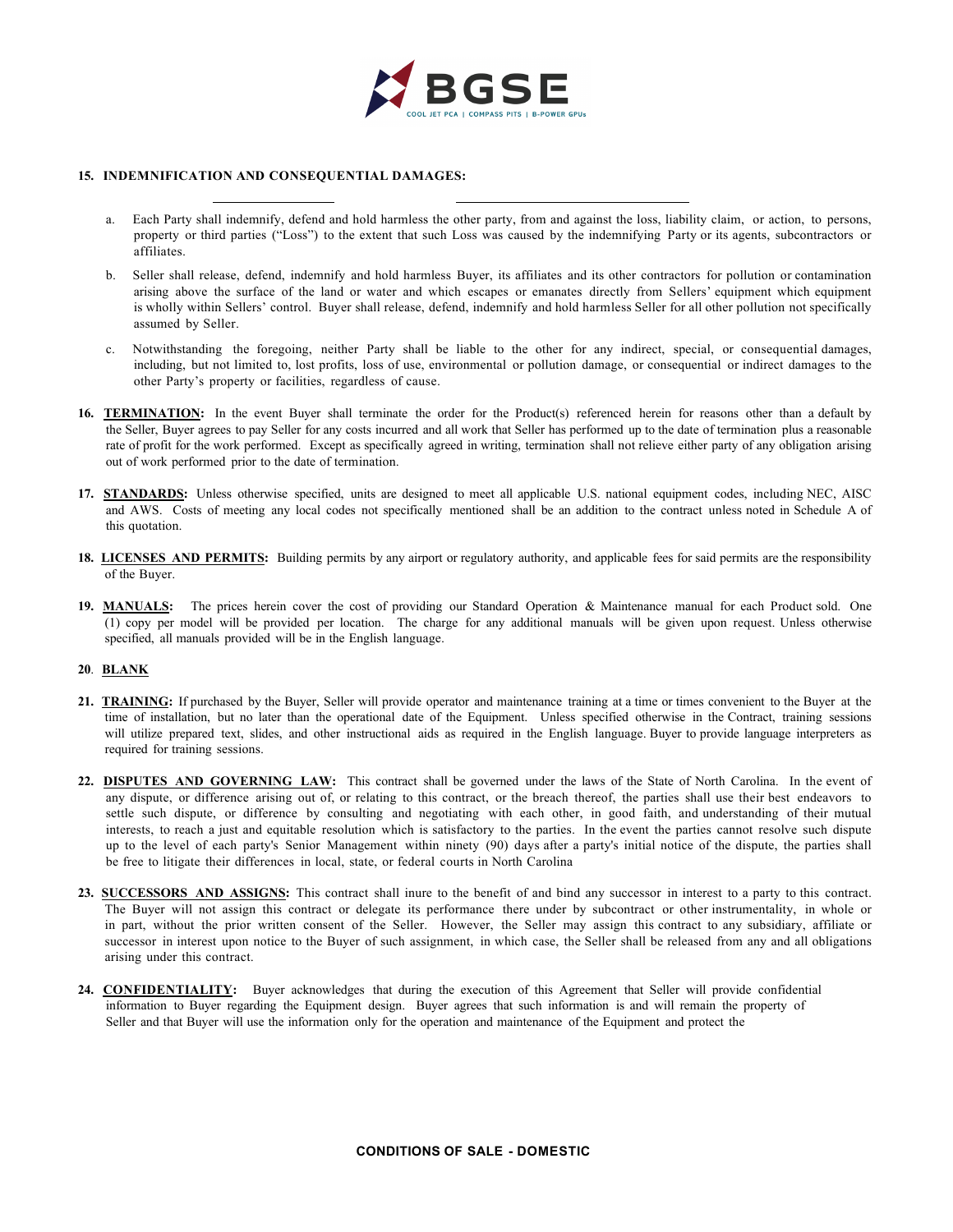**15. INDEMNIFICATION AND CONSEQUENTIAL DAMAGES:**

a. Each Party shall indemnify, defend and hold harmless the other party, from and against the loss, liability claim, or action, to persons, property or third parties ("Loss") to the extent that such Loss was caused by the indemnifying Party or its agents, subcontractors or affiliates.

b. Seller shall release, defend, indemnify and hold harmless Buyer, its affiliates and its other contractors for pollution or contamination arising above the surface of the land or water and which escapes or emanates directly from Sellers' equipment which equipment is wholly within Sellers' control. Buyer shall release, defend, indemnify and hold harmless Seller for all other pollution not specifically assumed by Seller.

c. Notwithstanding the foregoing, neither Party shall be liable to the other for any indirect, special, or consequential damages, including, but not limited to, lost profits, loss of use, environmental or pollution damage, or consequential or indirect damages to the other Party's property or facilities, regardless of cause.

**16. TERMINATION:** In the event Buyer shall terminate the order for the Product(s) referenced herein for reasons other than a default by the Seller, Buyer agrees to pay Seller for any costs incurred and all work that Seller has performed up to the date of termination plus a reasonable rate of profit for the work performed. Except as specifically agreed in writing, termination shall not relieve either party of any obligation arising out of work performed prior to the date of termination.

**17. STANDARDS:** Unless otherwise specified, units are designed to meet all applicable U.S. national equipment codes, including NEC, AISC and AWS. Costs of meeting any local codes not specifically mentioned shall be an addition to the contract unless noted in Schedule A of this quotation.

**18. LICENSES AND PERMITS:** Building permits by any airport or regulatory authority, and applicable fees for said permits are the responsibility of the Buyer.

**19. MANUALS:** The prices herein cover the cost of providing our Standard Operation & Maintenance manual for each Product sold. One (1) copy per model will be provided per location. The charge for any additional manuals will be given upon request. Unless otherwise specified, all manuals provided will be in the English language.

**20. BLANK**

**21. TRAINING:** If purchased by the Buyer, Seller will provide operator and maintenance training at a time or times convenient to the Buyer at the time of installation, but no later than the operational date of the Equipment. Unless specified otherwise in the Contract, training sessions will utilize prepared text, slides, and other instructional aids as required in the English language. Buyer to provide language interpreters as required for training sessions.

**22. DISPUTES AND GOVERNING LAW:** This contract shall be governed under the laws of the State of North Carolina. In the event of any dispute, or difference arising out of, or relating to this contract, or the breach thereof, the parties shall use their best endeavors to settle such dispute, or difference by consulting and negotiating with each other, in good faith, and understanding of their mutual interests, to reach a just and equitable resolution which is satisfactory to the parties. In the event the parties cannot resolve such dispute up to the level of each party's Senior Management within ninety (90) days after a party's initial notice of the dispute, the parties shall be free to litigate their differences in local, state, or federal courts in North Carolina

**23. SUCCESSORS AND ASSIGNS:** This contract shall inure to the benefit of and bind any successor in interest to a party to this contract. The Buyer will not assign this contract or delegate its performance there under by subcontract or other instrumentality, in whole or in part, without the prior written consent of the Seller. However, the Seller may assign this contract to any subsidiary, affiliate or successor in interest upon notice to the Buyer of such assignment, in which case, the Seller shall be released from any and all obligations arising under this contract.

**24. CONFIDENTIALITY:** Buyer acknowledges that during the execution of this Agreement that Seller will provide confidential information to Buyer regarding the Equipment design. Buyer agrees that such information is and will remain the property of Seller and that Buyer will use the information only for the operation and maintenance of the Equipment and protect the

**CONDITIONS OF SALE - DOMESTIC**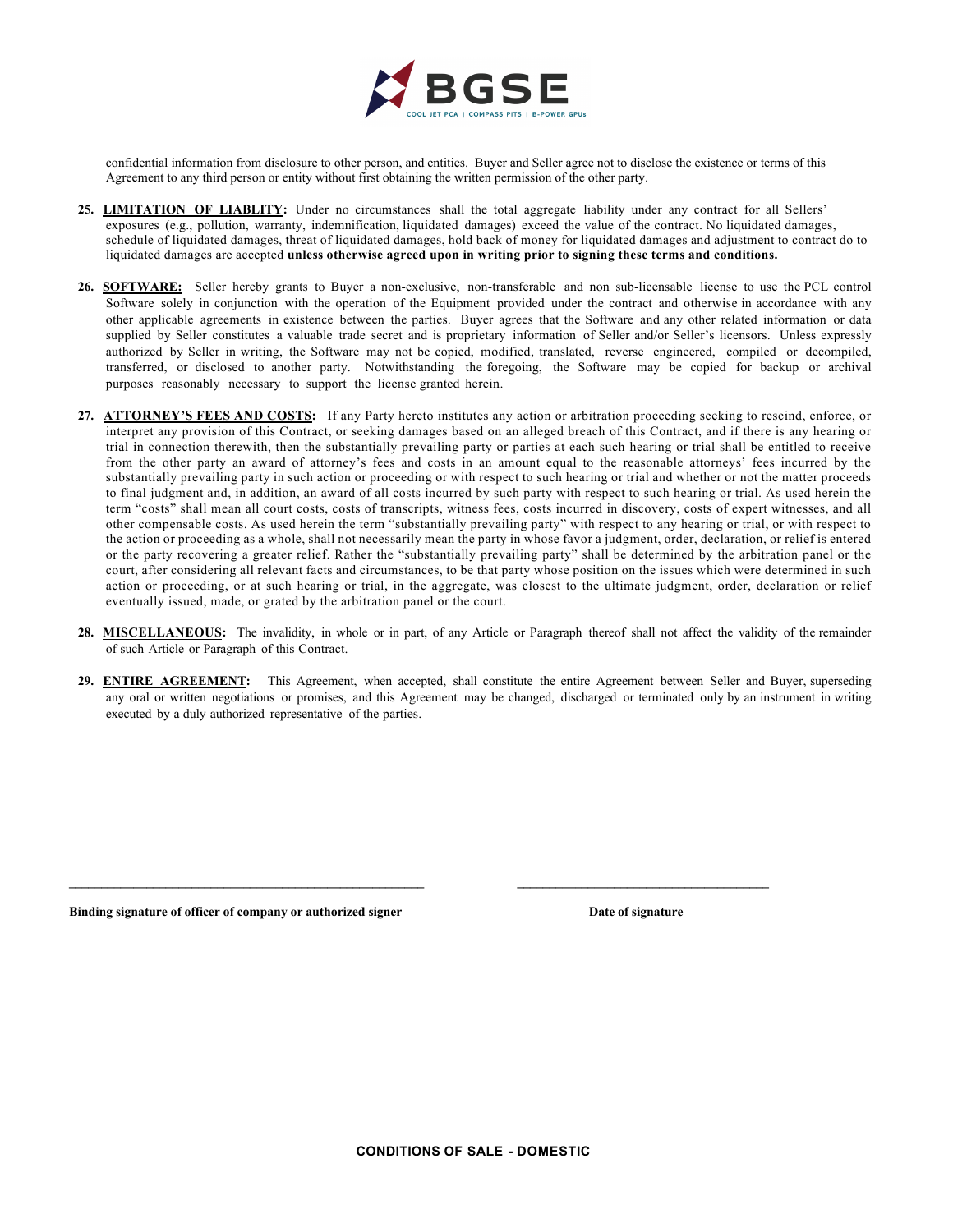confidential information from disclosure to other person, and entities. Buyer and Seller agree not to disclose the existence or terms of this Agreement to any third person or entity without first obtaining the written permission of the other party.

**25. LIMITATION OF LIABLITY:** Under no circumstances shall the total aggregate liability under any contract for all Sellers' exposures (e.g., pollution, warranty, indemnification, liquidated damages) exceed the value of the contract. No liquidated damages, schedule of liquidated damages, threat of liquidated damages, hold back of money for liquidated damages and adjustment to contract do to liquidated damages are accepted **unless otherwise agreed upon in writing prior to signing these terms and conditions.**

**26. SOFTWARE:** Seller hereby grants to Buyer a non-exclusive, non-transferable and non sub-licensable license to use the PCL control Software solely in conjunction with the operation of the Equipment provided under the contract and otherwise in accordance with any other applicable agreements in existence between the parties. Buyer agrees that the Software and any other related information or data supplied by Seller constitutes a valuable trade secret and is proprietary information of Seller and/or Seller's licensors. Unless expressly authorized by Seller in writing, the Software may not be copied, modified, translated, reverse engineered, compiled or decompiled, transferred, or disclosed to another party. Notwithstanding the foregoing, the Software may be copied for backup or archival purposes reasonably necessary to support the license granted herein.

**27. ATTORNEY'S FEES AND COSTS:** If any Party hereto institutes any action or arbitration proceeding seeking to rescind, enforce, or interpret any provision of this Contract, or seeking damages based on an alleged breach of this Contract, and if there is any hearing or trial in connection therewith, then the substantially prevailing party or parties at each such hearing or trial shall be entitled to receive from the other party an award of attorney's fees and costs in an amount equal to the reasonable attorneys' fees incurred by the substantially prevailing party in such action or proceeding or with respect to such hearing or trial and whether or not the matter proceeds to final judgment and, in addition, an award of all costs incurred by such party with respect to such hearing or trial. As used herein the term "costs" shall mean all court costs, costs of transcripts, witness fees, costs incurred in discovery, costs of expert witnesses, and all other compensable costs. As used herein the term "substantially prevailing party" with respect to any hearing or trial, or with respect to the action or proceeding as a whole, shall not necessarily mean the party in whose favor a judgment, order, declaration, or relief is entered or the party recovering a greater relief. Rather the "substantially prevailing party" shall be determined by the arbitration panel or the court, after considering all relevant facts and circumstances, to be that party whose position on the issues which were determined in such action or proceeding, or at such hearing or trial, in the aggregate, was closest to the ultimate judgment, order, declaration or relief eventually issued, made, or grated by the arbitration panel or the court.

**28. MISCELLANEOUS:** The invalidity, in whole or in part, of any Article or Paragraph thereof shall not affect the validity of the remainder of such Article or Paragraph of this Contract.

**29. ENTIRE AGREEMENT:** This Agreement, when accepted, shall constitute the entire Agreement between Seller and Buyer, superseding any oral or written negotiations or promises, and this Agreement may be changed, discharged or terminated only by an instrument in writing executed by a duly authorized representative of the parties.

\_\_\_\_\_\_\_\_\_\_\_\_\_\_\_\_\_\_\_\_\_\_\_\_\_\_\_\_\_\_\_\_\_\_\_\_\_\_\_\_\_\_\_\_ \_\_\_\_\_\_\_\_\_\_\_\_\_\_\_\_\_\_\_\_\_\_\_\_\_\_\_\_\_\_\_\_

**Binding signature of officer of company or authorized signer** **Date of signature**

**CONDITIONS OF SALE - DOMESTIC**